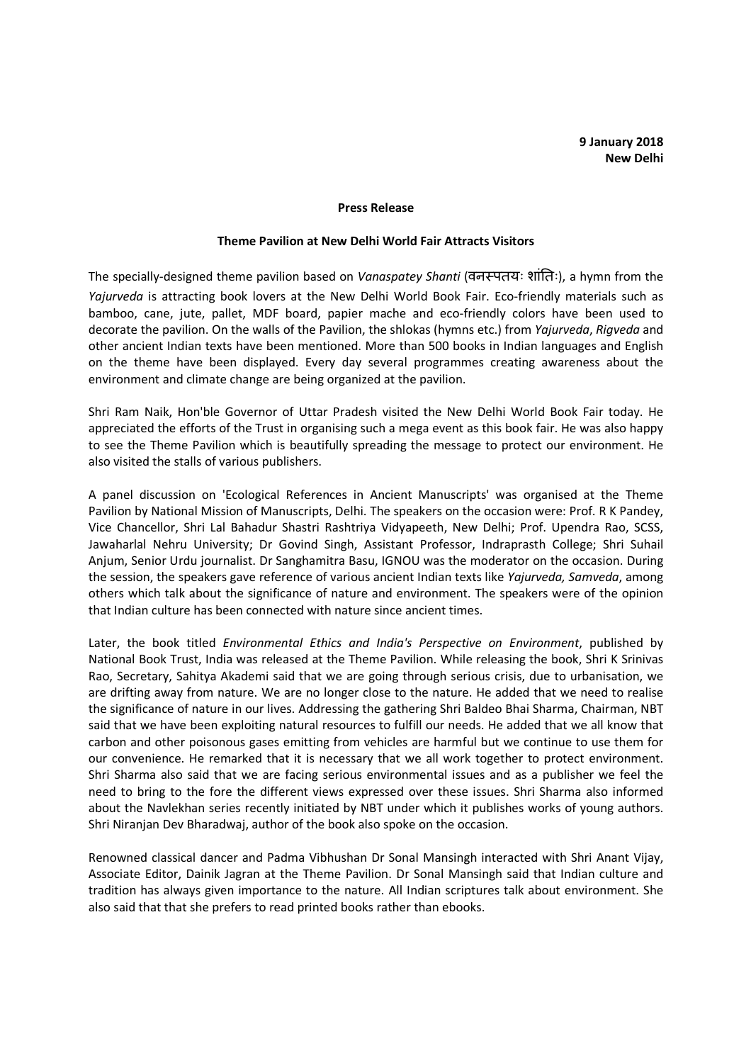**9 January 2018**
**New Delhi**

**Press Release**

**Theme Pavilion at New Delhi World Fair Attracts Visitors**

The specially-designed theme pavilion based on *Vanaspatey Shanti* (वनस्पतयः शांतिः), a hymn from the *Yajurveda* is attracting book lovers at the New Delhi World Book Fair. Eco-friendly materials such as bamboo, cane, jute, pallet, MDF board, papier mache and eco-friendly colors have been used to decorate the pavilion. On the walls of the Pavilion, the shlokas (hymns etc.) from *Yajurveda*, *Rigveda* and other ancient Indian texts have been mentioned. More than 500 books in Indian languages and English on the theme have been displayed. Every day several programmes creating awareness about the environment and climate change are being organized at the pavilion.

Shri Ram Naik, Hon'ble Governor of Uttar Pradesh visited the New Delhi World Book Fair today. He appreciated the efforts of the Trust in organising such a mega event as this book fair. He was also happy to see the Theme Pavilion which is beautifully spreading the message to protect our environment. He also visited the stalls of various publishers.

A panel discussion on 'Ecological References in Ancient Manuscripts' was organised at the Theme Pavilion by National Mission of Manuscripts, Delhi. The speakers on the occasion were: Prof. R K Pandey, Vice Chancellor, Shri Lal Bahadur Shastri Rashtriya Vidyapeeth, New Delhi; Prof. Upendra Rao, SCSS, Jawaharlal Nehru University; Dr Govind Singh, Assistant Professor, Indraprasth College; Shri Suhail Anjum, Senior Urdu journalist. Dr Sanghamitra Basu, IGNOU was the moderator on the occasion. During the session, the speakers gave reference of various ancient Indian texts like *Yajurveda, Samveda*, among others which talk about the significance of nature and environment. The speakers were of the opinion that Indian culture has been connected with nature since ancient times.

Later, the book titled *Environmental Ethics and India's Perspective on Environment*, published by National Book Trust, India was released at the Theme Pavilion. While releasing the book, Shri K Srinivas Rao, Secretary, Sahitya Akademi said that we are going through serious crisis, due to urbanisation, we are drifting away from nature. We are no longer close to the nature. He added that we need to realise the significance of nature in our lives. Addressing the gathering Shri Baldeo Bhai Sharma, Chairman, NBT said that we have been exploiting natural resources to fulfill our needs. He added that we all know that carbon and other poisonous gases emitting from vehicles are harmful but we continue to use them for our convenience. He remarked that it is necessary that we all work together to protect environment. Shri Sharma also said that we are facing serious environmental issues and as a publisher we feel the need to bring to the fore the different views expressed over these issues. Shri Sharma also informed about the Navlekhan series recently initiated by NBT under which it publishes works of young authors. Shri Niranjan Dev Bharadwaj, author of the book also spoke on the occasion.

Renowned classical dancer and Padma Vibhushan Dr Sonal Mansingh interacted with Shri Anant Vijay, Associate Editor, Dainik Jagran at the Theme Pavilion. Dr Sonal Mansingh said that Indian culture and tradition has always given importance to the nature. All Indian scriptures talk about environment. She also said that that she prefers to read printed books rather than ebooks.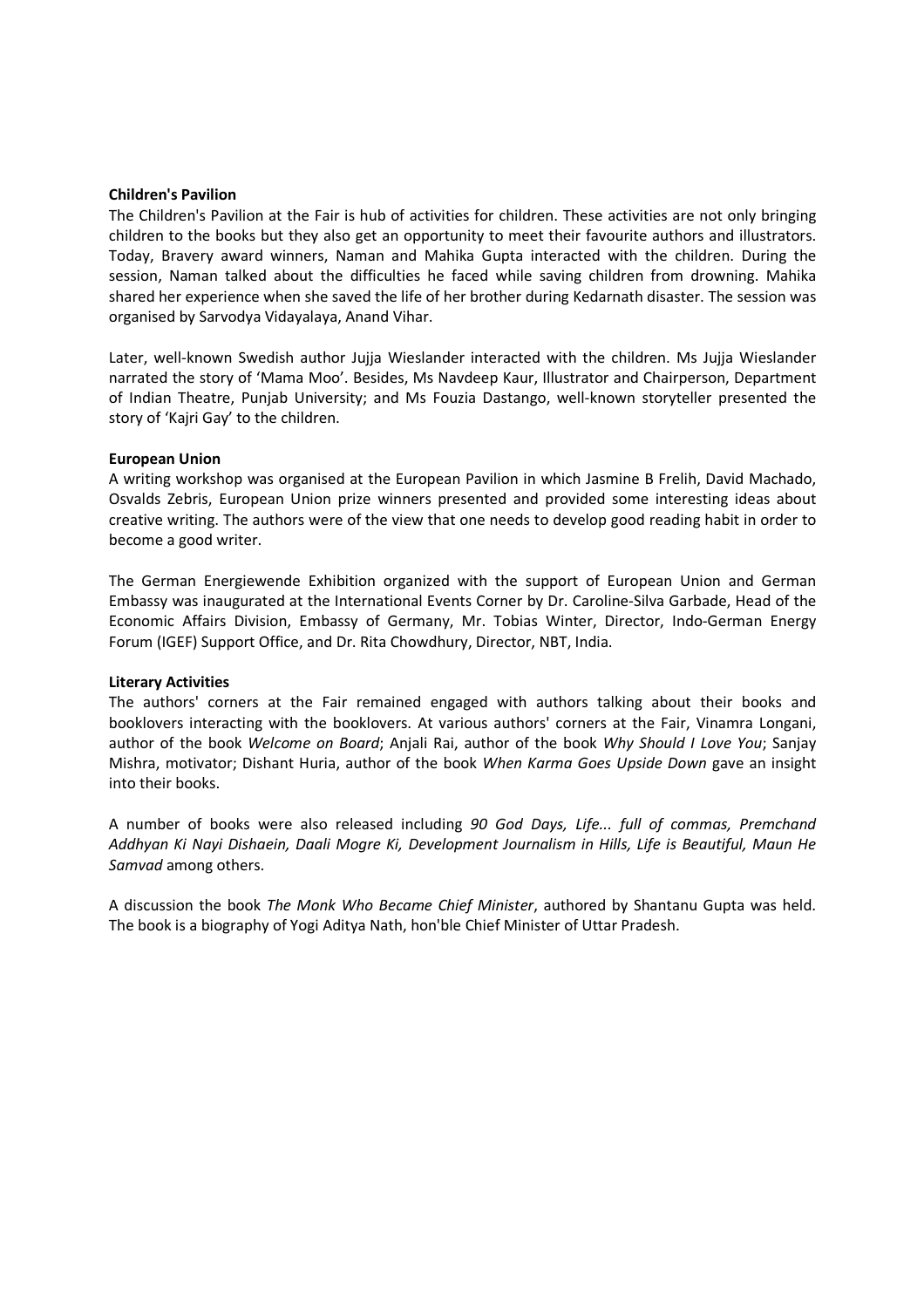**Children's Pavilion**

The Children's Pavilion at the Fair is hub of activities for children. These activities are not only bringing children to the books but they also get an opportunity to meet their favourite authors and illustrators. Today, Bravery award winners, Naman and Mahika Gupta interacted with the children. During the session, Naman talked about the difficulties he faced while saving children from drowning. Mahika shared her experience when she saved the life of her brother during Kedarnath disaster. The session was organised by Sarvodya Vidayalaya, Anand Vihar.

Later, well-known Swedish author Jujja Wieslander interacted with the children. Ms Jujja Wieslander narrated the story of 'Mama Moo'. Besides, Ms Navdeep Kaur, Illustrator and Chairperson, Department of Indian Theatre, Punjab University; and Ms Fouzia Dastango, well-known storyteller presented the story of 'Kajri Gay' to the children.

**European Union**

A writing workshop was organised at the European Pavilion in which Jasmine B Frelih, David Machado, Osvalds Zebris, European Union prize winners presented and provided some interesting ideas about creative writing. The authors were of the view that one needs to develop good reading habit in order to become a good writer.

The German Energiewende Exhibition organized with the support of European Union and German Embassy was inaugurated at the International Events Corner by Dr. Caroline-Silva Garbade, Head of the Economic Affairs Division, Embassy of Germany, Mr. Tobias Winter, Director, Indo-German Energy Forum (IGEF) Support Office, and Dr. Rita Chowdhury, Director, NBT, India.

**Literary Activities**

The authors' corners at the Fair remained engaged with authors talking about their books and booklovers interacting with the booklovers. At various authors' corners at the Fair, Vinamra Longani, author of the book *Welcome on Board*; Anjali Rai, author of the book *Why Should I Love You*; Sanjay Mishra, motivator; Dishant Huria, author of the book *When Karma Goes Upside Down* gave an insight into their books.

A number of books were also released including *90 God Days, Life... full of commas, Premchand Addhyan Ki Nayi Dishaein, Daali Mogre Ki, Development Journalism in Hills, Life is Beautiful, Maun He Samvad* among others.

A discussion the book *The Monk Who Became Chief Minister*, authored by Shantanu Gupta was held. The book is a biography of Yogi Aditya Nath, hon'ble Chief Minister of Uttar Pradesh.